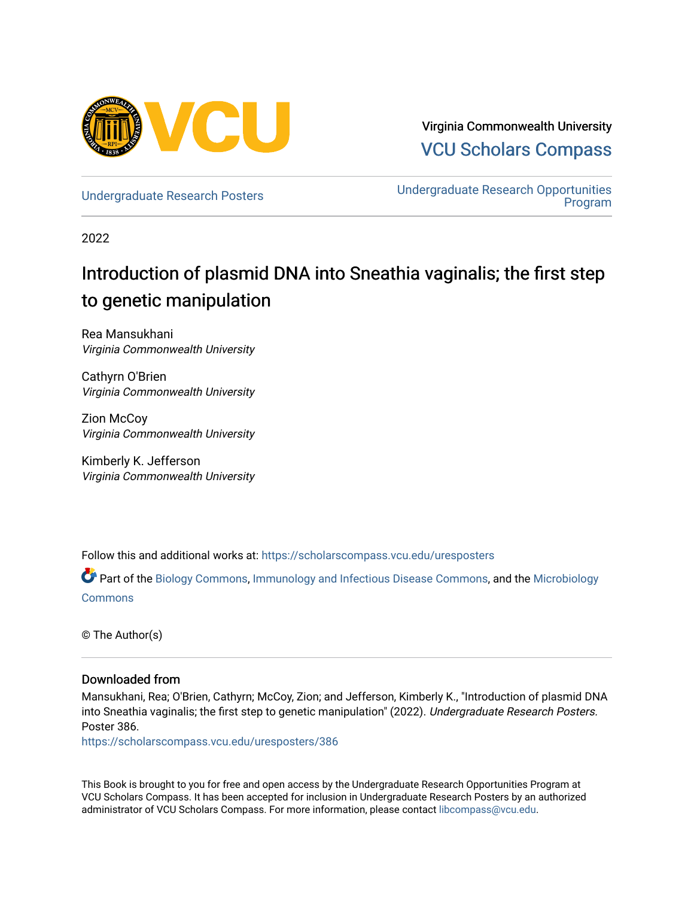Virginia Commonwealth University
VCU Scholars Compass

Undergraduate Research Posters

Undergraduate Research Opportunities Program

2022

# Introduction of plasmid DNA into Sneathia vaginalis; the first step to genetic manipulation

Rea Mansukhani
*Virginia Commonwealth University*

Cathyrn O'Brien
*Virginia Commonwealth University*

Zion McCoy
*Virginia Commonwealth University*

Kimberly K. Jefferson
*Virginia Commonwealth University*

Follow this and additional works at: https://scholarscompass.vcu.edu/uresposters

Part of the Biology Commons, Immunology and Infectious Disease Commons, and the Microbiology Commons

© The Author(s)

## Downloaded from

Mansukhani, Rea; O'Brien, Cathyrn; McCoy, Zion; and Jefferson, Kimberly K., "Introduction of plasmid DNA into Sneathia vaginalis; the first step to genetic manipulation" (2022). *Undergraduate Research Posters.* Poster 386.
https://scholarscompass.vcu.edu/uresposters/386

This Book is brought to you for free and open access by the Undergraduate Research Opportunities Program at VCU Scholars Compass. It has been accepted for inclusion in Undergraduate Research Posters by an authorized administrator of VCU Scholars Compass. For more information, please contact libcompass@vcu.edu.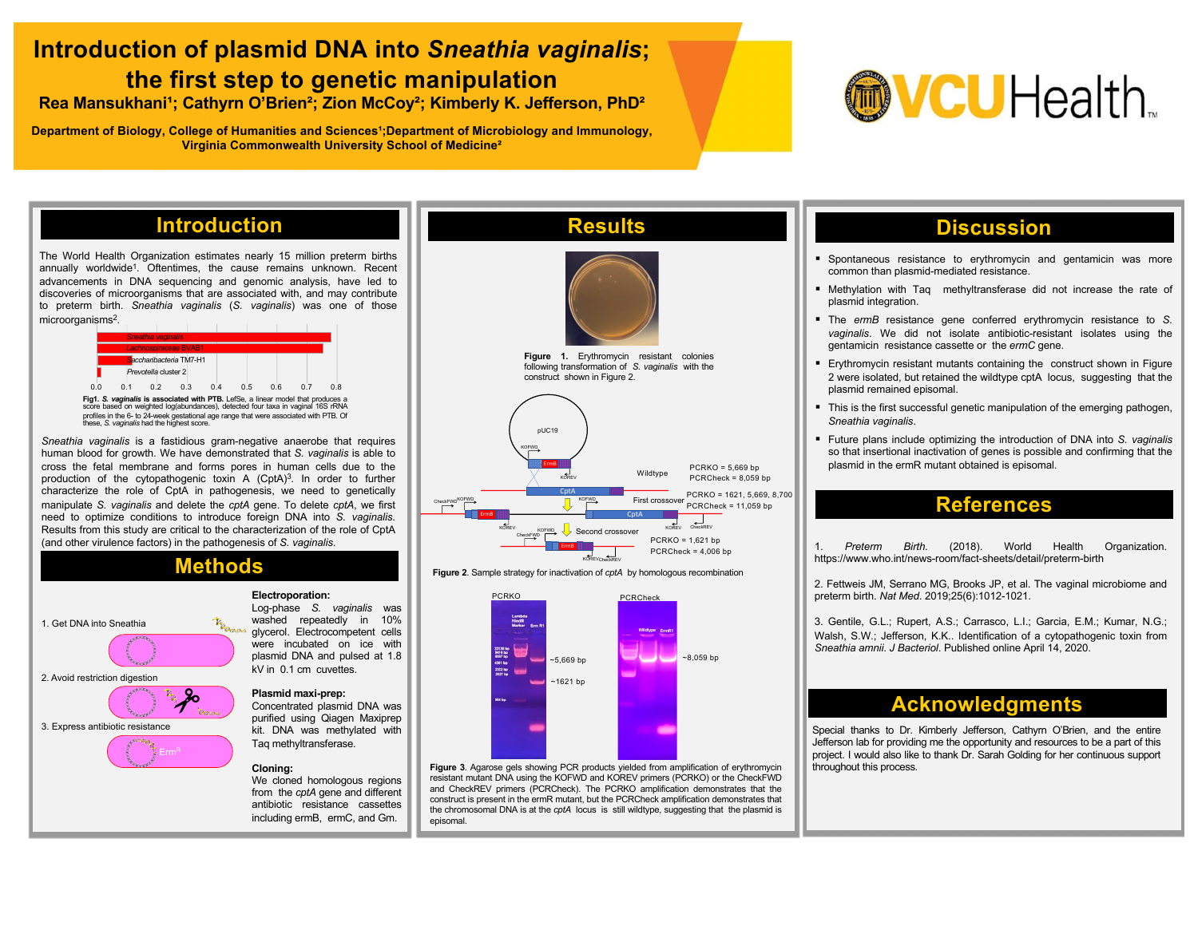# Introduction of plasmid DNA into *Sneathia vaginalis*; the first step to genetic manipulation

**Rea Mansukhani[1]; Cathyrn O'Brien[2]; Zion McCoy[2]; Kimberly K. Jefferson, PhD[2]**

**Department of Biology, College of Humanities and Sciences[1]; Department of Microbiology and Immunology, Virginia Commonwealth University School of Medicine[2]**

## Introduction

The World Health Organization estimates nearly 15 million preterm births annually worldwide[1]. Oftentimes, the cause remains unknown. Recent advancements in DNA sequencing and genomic analysis, have led to discoveries of microorganisms that are associated with, and may contribute to preterm birth. *Sneathia vaginalis* (*S. vaginalis*) was one of those microorganisms[2].

Sneathia vaginalis
Lachnospiraceae BVAB1
Saccharibacteria TM7-H1
Prevotella cluster 2
0.0 0.1 0.2 0.3 0.4 0.5 0.6 0.7 0.8

**Fig1. *S. vaginalis* is associated with PTB.** LefSe, a linear model that produces a score based on weighted log(abundances), detected four taxa in vaginal 16S rRNA profiles in the 6- to 24-week gestational age range that were associated with PTB. Of these, *S. vaginalis* had the highest score.

*Sneathia vaginalis* is a fastidious gram-negative anaerobe that requires human blood for growth. We have demonstrated that *S. vaginalis* is able to cross the fetal membrane and forms pores in human cells due to the production of the cytopathogenic toxin A (CptA)[3]. In order to further characterize the role of CptA in pathogenesis, we need to genetically manipulate *S. vaginalis* and delete the *cptA* gene. To delete *cptA*, we first need to optimize conditions to introduce foreign DNA into *S. vaginalis*. Results from this study are critical to the characterization of the role of CptA (and other virulence factors) in the pathogenesis of *S. vaginalis*.

## Methods

1. Get DNA into Sneathia
2. Avoid restriction digestion
3. Express antibiotic resistance

ErmR

**Electroporation:**
Log-phase *S. vaginalis* was washed repeatedly in 10% glycerol. Electrocompetent cells were incubated on ice with plasmid DNA and pulsed at 1.8 kV in 0.1 cm cuvettes.

**Plasmid maxi-prep:**
Concentrated plasmid DNA was purified using Qiagen Maxiprep kit. DNA was methylated with Taq methyltransferase.

**Cloning:**
We cloned homologous regions from the *cptA* gene and different antibiotic resistance cassettes including ermB, ermC, and Gm.

## Results

**Figure 1.** Erythromycin resistant colonies following transformation of *S. vaginalis* with the construct shown in Figure 2.

pUC19
KOFWD
ErmB
KOREV
CptA
Wildtype
PCRKO = 5,669 bp
PCRCheck = 8,059 bp
CheckFWD
KOFWD
ErmB
KOREV
KOFWD
CptA
First crossover
PCRKO = 1621, 5,669, 8,700
PCRCheck = 11,059 bp
KOREV
CheckREV
KOFWD
CheckFWD
Second crossover
ErmB
KOREV CheckREV
PCRKO = 1,621 bp
PCRCheck = 4,006 bp

**Figure 2.** Sample strategy for inactivation of *cptA* by homologous recombination

PCRKO
Lambda HindIII Marker
Erm R1
23130 bp
9416 bp
6557 bp
4361 bp
2322 bp
2027 bp
564 bp
~5,669 bp
~1621 bp

PCRCheck
Wildtype
ErmR1
~8,059 bp

**Figure 3.** Agarose gels showing PCR products yielded from amplification of erythromycin resistant mutant DNA using the KOFWD and KOREV primers (PCRKO) or the CheckFWD and CheckREV primers (PCRCheck). The PCRKO amplification demonstrates that the construct is present in the ermR mutant, but the PCRCheck amplification demonstrates that the chromosomal DNA is at the *cptA* locus is still wildtype, suggesting that the plasmid is episomal.

## Discussion

- Spontaneous resistance to erythromycin and gentamicin was more common than plasmid-mediated resistance.
- Methylation with Taq methyltransferase did not increase the rate of plasmid integration.
- The *ermB* resistance gene conferred erythromycin resistance to *S. vaginalis*. We did not isolate antibiotic-resistant isolates using the gentamicin resistance cassette or the *ermC* gene.
- Erythromycin resistant mutants containing the construct shown in Figure 2 were isolated, but retained the wildtype cptA locus, suggesting that the plasmid remained episomal.
- This is the first successful genetic manipulation of the emerging pathogen, *Sneathia vaginalis*.
- Future plans include optimizing the introduction of DNA into *S. vaginalis* so that insertional inactivation of genes is possible and confirming that the plasmid in the ermR mutant obtained is episomal.

## References

1. *Preterm Birth.* (2018). World Health Organization. https://www.who.int/news-room/fact-sheets/detail/preterm-birth

2. Fettweis JM, Serrano MG, Brooks JP, et al. The vaginal microbiome and preterm birth. *Nat Med.* 2019;25(6):1012-1021.

3. Gentile, G.L.; Rupert, A.S.; Carrasco, L.I.; Garcia, E.M.; Kumar, N.G.; Walsh, S.W.; Jefferson, K.K.. Identification of a cytopathogenic toxin from *Sneathia amnii. J Bacteriol.* Published online April 14, 2020.

## Acknowledgments

Special thanks to Dr. Kimberly Jefferson, Cathyrn O'Brien, and the entire Jefferson lab for providing me the opportunity and resources to be a part of this project. I would also like to thank Dr. Sarah Golding for her continuous support throughout this process.